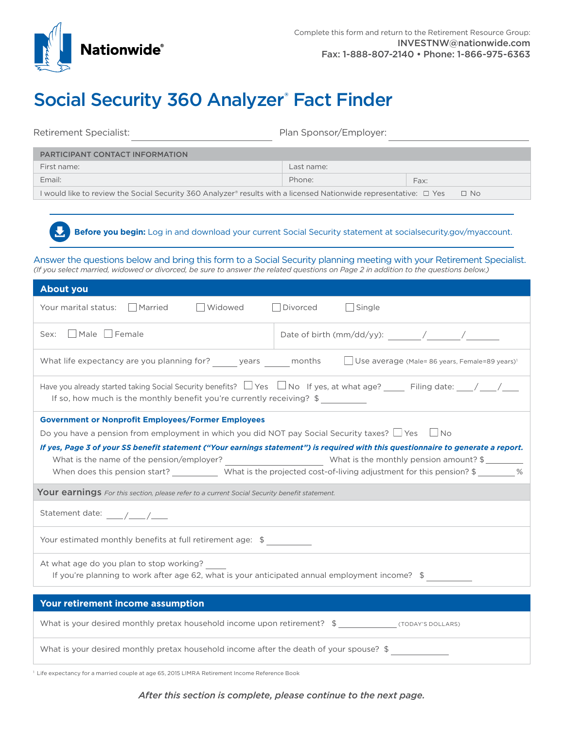Nationwide®

Complete this form and return to the Retirement Resource Group:
**INVESTNW@nationwide.com**
**Fax: 1-888-807-2140 • Phone: 1-866-975-6363**

# Social Security 360 Analyzer® Fact Finder

Retirement Specialist: ____________________ Plan Sponsor/Employer: ____________________

| PARTICIPANT CONTACT INFORMATION | | |
|---|---|---|
| First name: | Last name: | |
| Email: | Phone: | Fax: |
| I would like to review the Social Security 360 Analyzer® results with a licensed Nationwide representative: ☐ Yes ☐ No | | |

**Before you begin:** Log in and download your current Social Security statement at socialsecurity.gov/myaccount.

Answer the questions below and bring this form to a Social Security planning meeting with your Retirement Specialist.
*(If you select married, widowed or divorced, be sure to answer the related questions on Page 2 in addition to the questions below.)*

## About you

Your marital status: ☐ Married ☐ Widowed ☐ Divorced ☐ Single

Sex: ☐ Male ☐ Female

Date of birth (mm/dd/yy): ______/______/______

What life expectancy are you planning for? _____ years _____ months ☐ Use average (Male= 86 years, Female=89 years)[1]

Have you already started taking Social Security benefits? ☐ Yes ☐ No If yes, at what age? _____ Filing date: ___/___/___
If so, how much is the monthly benefit you're currently receiving? $ __________

**Government or Nonprofit Employees/Former Employees**

Do you have a pension from employment in which you did NOT pay Social Security taxes? ☐ Yes ☐ No

***If yes, Page 3 of your SS benefit statement ("Your earnings statement") is required with this questionnaire to generate a report.***

What is the name of the pension/employer? ____________________ What is the monthly pension amount? $ ________

When does this pension start? __________ What is the projected cost-of-living adjustment for this pension? $ ________ %

### Your earnings *For this section, please refer to a current Social Security benefit statement.*

Statement date: ___/___/___

Your estimated monthly benefits at full retirement age: $ __________

At what age do you plan to stop working? _____
If you're planning to work after age 62, what is your anticipated annual employment income? $ __________

## Your retirement income assumption

What is your desired monthly pretax household income upon retirement? $ ____________ (TODAY'S DOLLARS)

What is your desired monthly pretax household income after the death of your spouse? $ ____________

[1] Life expectancy for a married couple at age 65, 2015 LIMRA Retirement Income Reference Book

*After this section is complete, please continue to the next page.*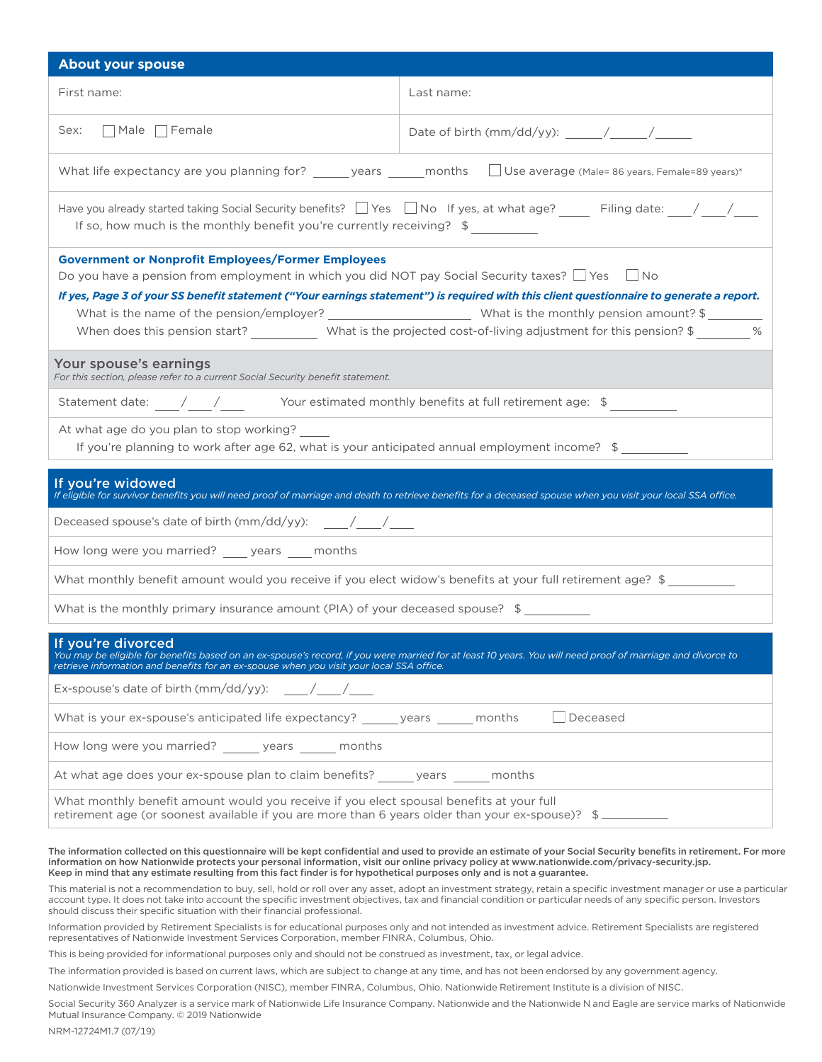## About your spouse

First name: | Last name:

Sex: ☐ Male ☐ Female | Date of birth (mm/dd/yy): ______/______/______

What life expectancy are you planning for? ______ years ______ months ☐ Use average (Male= 86 years, Female=89 years)*

Have you already started taking Social Security benefits? ☐ Yes ☐ No If yes, at what age? _____ Filing date: ____/____/____
If so, how much is the monthly benefit you're currently receiving? $ ___________

**Government or Nonprofit Employees/Former Employees**

Do you have a pension from employment in which you did NOT pay Social Security taxes? ☐ Yes ☐ No

***If yes, Page 3 of your SS benefit statement ("Your earnings statement") is required with this client questionnaire to generate a report.***

What is the name of the pension/employer? ______________________ What is the monthly pension amount? $ _________

When does this pension start? __________ What is the projected cost-of-living adjustment for this pension? $ ________%

## Your spouse's earnings

*For this section, please refer to a current Social Security benefit statement.*

Statement date: ____/____/____ Your estimated monthly benefits at full retirement age: $ ___________

At what age do you plan to stop working? _____
If you're planning to work after age 62, what is your anticipated annual employment income? $ ___________

## If you're widowed

*If eligible for survivor benefits you will need proof of marriage and death to retrieve benefits for a deceased spouse when you visit your local SSA office.*

Deceased spouse's date of birth (mm/dd/yy): ____/____/____

How long were you married? ____ years ____ months

What monthly benefit amount would you receive if you elect widow's benefits at your full retirement age? $ ___________

What is the monthly primary insurance amount (PIA) of your deceased spouse? $ ___________

## If you're divorced

*You may be eligible for benefits based on an ex-spouse's record, if you were married for at least 10 years. You will need proof of marriage and divorce to retrieve information and benefits for an ex-spouse when you visit your local SSA office.*

Ex-spouse's date of birth (mm/dd/yy): ____/____/____

What is your ex-spouse's anticipated life expectancy? ______ years ______ months ☐ Deceased

How long were you married? ______ years ______ months

At what age does your ex-spouse plan to claim benefits? ______ years ______ months

What monthly benefit amount would you receive if you elect spousal benefits at your full retirement age (or soonest available if you are more than 6 years older than your ex-spouse)? $ ___________

**The information collected on this questionnaire will be kept confidential and used to provide an estimate of your Social Security benefits in retirement. For more information on how Nationwide protects your personal information, visit our online privacy policy at www.nationwide.com/privacy-security.jsp. Keep in mind that any estimate resulting from this fact finder is for hypothetical purposes only and is not a guarantee.**

This material is not a recommendation to buy, sell, hold or roll over any asset, adopt an investment strategy, retain a specific investment manager or use a particular account type. It does not take into account the specific investment objectives, tax and financial condition or particular needs of any specific person. Investors should discuss their specific situation with their financial professional.

Information provided by Retirement Specialists is for educational purposes only and not intended as investment advice. Retirement Specialists are registered representatives of Nationwide Investment Services Corporation, member FINRA, Columbus, Ohio.

This is being provided for informational purposes only and should not be construed as investment, tax, or legal advice.

The information provided is based on current laws, which are subject to change at any time, and has not been endorsed by any government agency.

Nationwide Investment Services Corporation (NISC), member FINRA, Columbus, Ohio. Nationwide Retirement Institute is a division of NISC.

Social Security 360 Analyzer is a service mark of Nationwide Life Insurance Company. Nationwide and the Nationwide N and Eagle are service marks of Nationwide Mutual Insurance Company. © 2019 Nationwide

NRM-12724M1.7 (07/19)